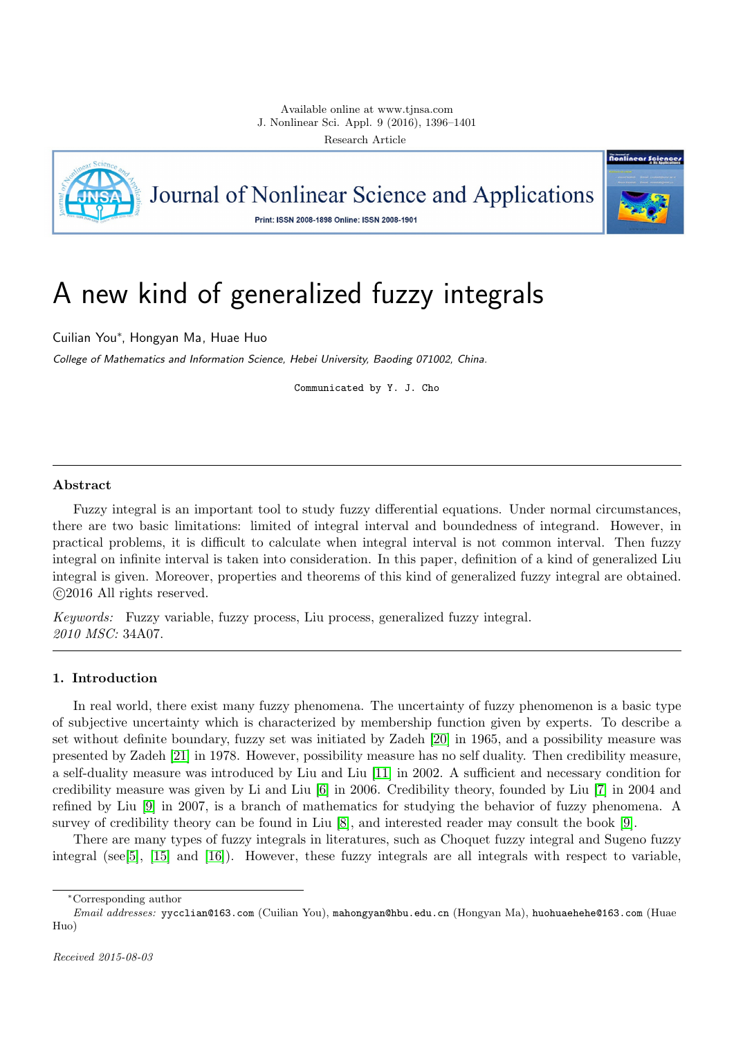Research Article

# A new kind of generalized fuzzy integrals

Cuilian You*, Hongyan Ma, Huae Huo

*College of Mathematics and Information Science, Hebei University, Baoding 071002, China.*

Communicated by Y. J. Cho

## Abstract

Fuzzy integral is an important tool to study fuzzy differential equations. Under normal circumstances, there are two basic limitations: limited of integral interval and boundedness of integrand. However, in practical problems, it is difficult to calculate when integral interval is not common interval. Then fuzzy integral on infinite interval is taken into consideration. In this paper, definition of a kind of generalized Liu integral is given. Moreover, properties and theorems of this kind of generalized fuzzy integral are obtained. ©2016 All rights reserved.

*Keywords:* Fuzzy variable, fuzzy process, Liu process, generalized fuzzy integral.
*2010 MSC:* 34A07.

## 1. Introduction

In real world, there exist many fuzzy phenomena. The uncertainty of fuzzy phenomenon is a basic type of subjective uncertainty which is characterized by membership function given by experts. To describe a set without definite boundary, fuzzy set was initiated by Zadeh [20] in 1965, and a possibility measure was presented by Zadeh [21] in 1978. However, possibility measure has no self duality. Then credibility measure, a self-duality measure was introduced by Liu and Liu [11] in 2002. A sufficient and necessary condition for credibility measure was given by Li and Liu [6] in 2006. Credibility theory, founded by Liu [7] in 2004 and refined by Liu [9] in 2007, is a branch of mathematics for studying the behavior of fuzzy phenomena. A survey of credibility theory can be found in Liu [8], and interested reader may consult the book [9].

There are many types of fuzzy integrals in literatures, such as Choquet fuzzy integral and Sugeno fuzzy integral (see[5], [15] and [16]). However, these fuzzy integrals are all integrals with respect to variable,

*Corresponding author
*Email addresses:* yycclian@163.com (Cuilian You), mahongyan@hbu.edu.cn (Hongyan Ma), huohuaehehe@163.com (Huae Huo)

*Received 2015-08-03*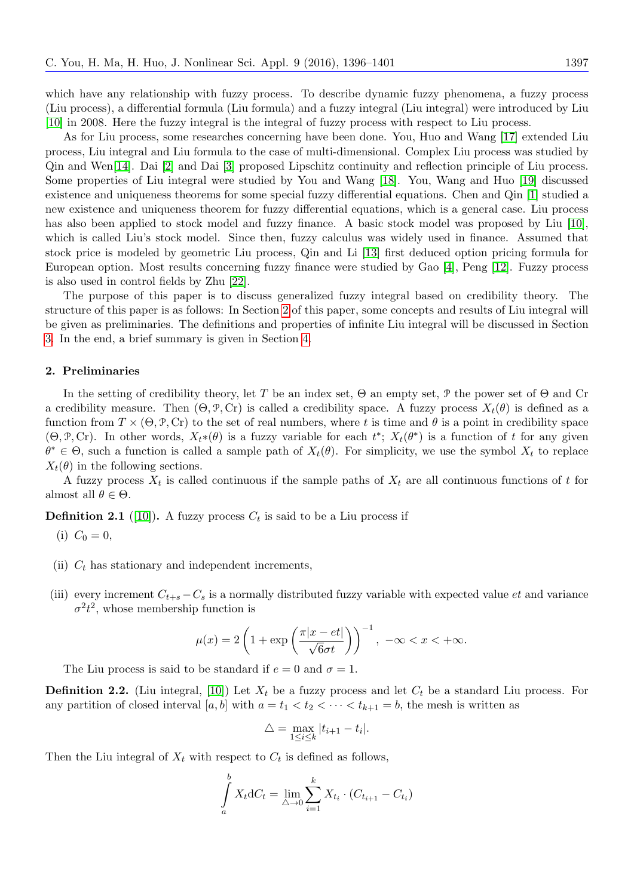which have any relationship with fuzzy process. To describe dynamic fuzzy phenomena, a fuzzy process (Liu process), a differential formula (Liu formula) and a fuzzy integral (Liu integral) were introduced by Liu [10] in 2008. Here the fuzzy integral is the integral of fuzzy process with respect to Liu process.

As for Liu process, some researches concerning have been done. You, Huo and Wang [17] extended Liu process, Liu integral and Liu formula to the case of multi-dimensional. Complex Liu process was studied by Qin and Wen[14]. Dai [2] and Dai [3] proposed Lipschitz continuity and reflection principle of Liu process. Some properties of Liu integral were studied by You and Wang [18]. You, Wang and Huo [19] discussed existence and uniqueness theorems for some special fuzzy differential equations. Chen and Qin [1] studied a new existence and uniqueness theorem for fuzzy differential equations, which is a general case. Liu process has also been applied to stock model and fuzzy finance. A basic stock model was proposed by Liu [10], which is called Liu's stock model. Since then, fuzzy calculus was widely used in finance. Assumed that stock price is modeled by geometric Liu process, Qin and Li [13] first deduced option pricing formula for European option. Most results concerning fuzzy finance were studied by Gao [4], Peng [12]. Fuzzy process is also used in control fields by Zhu [22].

The purpose of this paper is to discuss generalized fuzzy integral based on credibility theory. The structure of this paper is as follows: In Section 2 of this paper, some concepts and results of Liu integral will be given as preliminaries. The definitions and properties of infinite Liu integral will be discussed in Section 3. In the end, a brief summary is given in Section 4.

## 2. Preliminaries

In the setting of credibility theory, let $T$ be an index set, $\Theta$ an empty set, $\mathcal{P}$ the power set of $\Theta$ and Cr a credibility measure. Then $(\Theta, \mathcal{P}, \mathrm{Cr})$ is called a credibility space. A fuzzy process $X_t(\theta)$ is defined as a function from $T \times (\Theta, \mathcal{P}, \mathrm{Cr})$ to the set of real numbers, where $t$ is time and $\theta$ is a point in credibility space $(\Theta, \mathcal{P}, \mathrm{Cr})$. In other words, $X_t{*}(\theta)$ is a fuzzy variable for each $t^*$; $X_t(\theta^*)$ is a function of $t$ for any given $\theta^* \in \Theta$, such a function is called a sample path of $X_t(\theta)$. For simplicity, we use the symbol $X_t$ to replace $X_t(\theta)$ in the following sections.

A fuzzy process $X_t$ is called continuous if the sample paths of $X_t$ are all continuous functions of $t$ for almost all $\theta \in \Theta$.

**Definition 2.1** ([10])**.** A fuzzy process $C_t$ is said to be a Liu process if

(i) $C_0 = 0$,

(ii) $C_t$ has stationary and independent increments,

(iii) every increment $C_{t+s} - C_s$ is a normally distributed fuzzy variable with expected value $et$ and variance $\sigma^2 t^2$, whose membership function is

$$\mu(x) = 2\left(1 + \exp\left(\frac{\pi|x - et|}{\sqrt{6}\sigma t}\right)\right)^{-1}, \ -\infty < x < +\infty.$$

The Liu process is said to be standard if $e = 0$ and $\sigma = 1$.

**Definition 2.2.** (Liu integral, [10]) Let $X_t$ be a fuzzy process and let $C_t$ be a standard Liu process. For any partition of closed interval $[a, b]$ with $a = t_1 < t_2 < \cdots < t_{k+1} = b$, the mesh is written as

$$\triangle = \max_{1 \le i \le k} |t_{i+1} - t_i|.$$

Then the Liu integral of $X_t$ with respect to $C_t$ is defined as follows,

$$\int_a^b X_t \mathrm{d}C_t = \lim_{\triangle \to 0} \sum_{i=1}^{k} X_{t_i} \cdot (C_{t_{i+1}} - C_{t_i})$$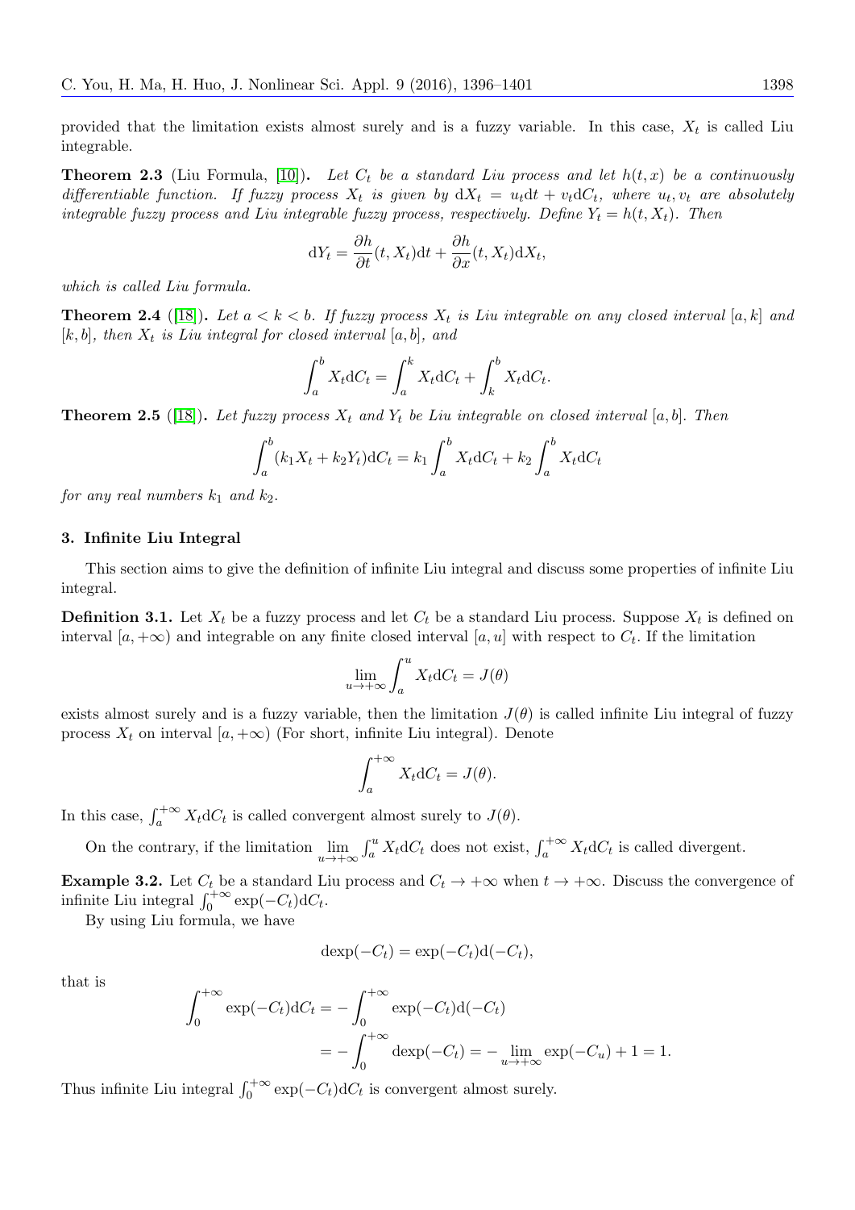provided that the limitation exists almost surely and is a fuzzy variable. In this case, $X_t$ is called Liu integrable.

**Theorem 2.3** (Liu Formula, [10])**.** *Let $C_t$ be a standard Liu process and let $h(t, x)$ be a continuously differentiable function. If fuzzy process $X_t$ is given by $\mathrm{d}X_t = u_t\mathrm{d}t + v_t\mathrm{d}C_t$, where $u_t, v_t$ are absolutely integrable fuzzy process and Liu integrable fuzzy process, respectively. Define $Y_t = h(t, X_t)$. Then*

$$\mathrm{d}Y_t = \frac{\partial h}{\partial t}(t, X_t)\mathrm{d}t + \frac{\partial h}{\partial x}(t, X_t)\mathrm{d}X_t,$$

*which is called Liu formula.*

**Theorem 2.4** ([18])**.** *Let $a < k < b$. If fuzzy process $X_t$ is Liu integrable on any closed interval $[a, k]$ and $[k, b]$, then $X_t$ is Liu integral for closed interval $[a, b]$, and*

$$\int_a^b X_t \mathrm{d}C_t = \int_a^k X_t \mathrm{d}C_t + \int_k^b X_t \mathrm{d}C_t.$$

**Theorem 2.5** ([18])**.** *Let fuzzy process $X_t$ and $Y_t$ be Liu integrable on closed interval $[a, b]$. Then*

$$\int_a^b (k_1 X_t + k_2 Y_t)\mathrm{d}C_t = k_1 \int_a^b X_t \mathrm{d}C_t + k_2 \int_a^b X_t \mathrm{d}C_t$$

*for any real numbers $k_1$ and $k_2$.*

## 3. Infinite Liu Integral

This section aims to give the definition of infinite Liu integral and discuss some properties of infinite Liu integral.

**Definition 3.1.** Let $X_t$ be a fuzzy process and let $C_t$ be a standard Liu process. Suppose $X_t$ is defined on interval $[a, +\infty)$ and integrable on any finite closed interval $[a, u]$ with respect to $C_t$. If the limitation

$$\lim_{u \to +\infty} \int_a^u X_t \mathrm{d}C_t = J(\theta)$$

exists almost surely and is a fuzzy variable, then the limitation $J(\theta)$ is called infinite Liu integral of fuzzy process $X_t$ on interval $[a, +\infty)$ (For short, infinite Liu integral). Denote

$$\int_a^{+\infty} X_t \mathrm{d}C_t = J(\theta).$$

In this case, $\int_a^{+\infty} X_t \mathrm{d}C_t$ is called convergent almost surely to $J(\theta)$.

On the contrary, if the limitation $\lim\limits_{u \to +\infty} \int_a^u X_t \mathrm{d}C_t$ does not exist, $\int_a^{+\infty} X_t \mathrm{d}C_t$ is called divergent.

**Example 3.2.** Let $C_t$ be a standard Liu process and $C_t \to +\infty$ when $t \to +\infty$. Discuss the convergence of infinite Liu integral $\int_0^{+\infty} \exp(-C_t)\mathrm{d}C_t$.

By using Liu formula, we have

$$\mathrm{d}\exp(-C_t) = \exp(-C_t)\mathrm{d}(-C_t),$$

that is

$$\begin{aligned}
\int_0^{+\infty} \exp(-C_t)\mathrm{d}C_t &= -\int_0^{+\infty} \exp(-C_t)\mathrm{d}(-C_t) \\
&= -\int_0^{+\infty} \mathrm{d}\exp(-C_t) = -\lim_{u \to +\infty} \exp(-C_u) + 1 = 1.
\end{aligned}$$

Thus infinite Liu integral $\int_0^{+\infty} \exp(-C_t)\mathrm{d}C_t$ is convergent almost surely.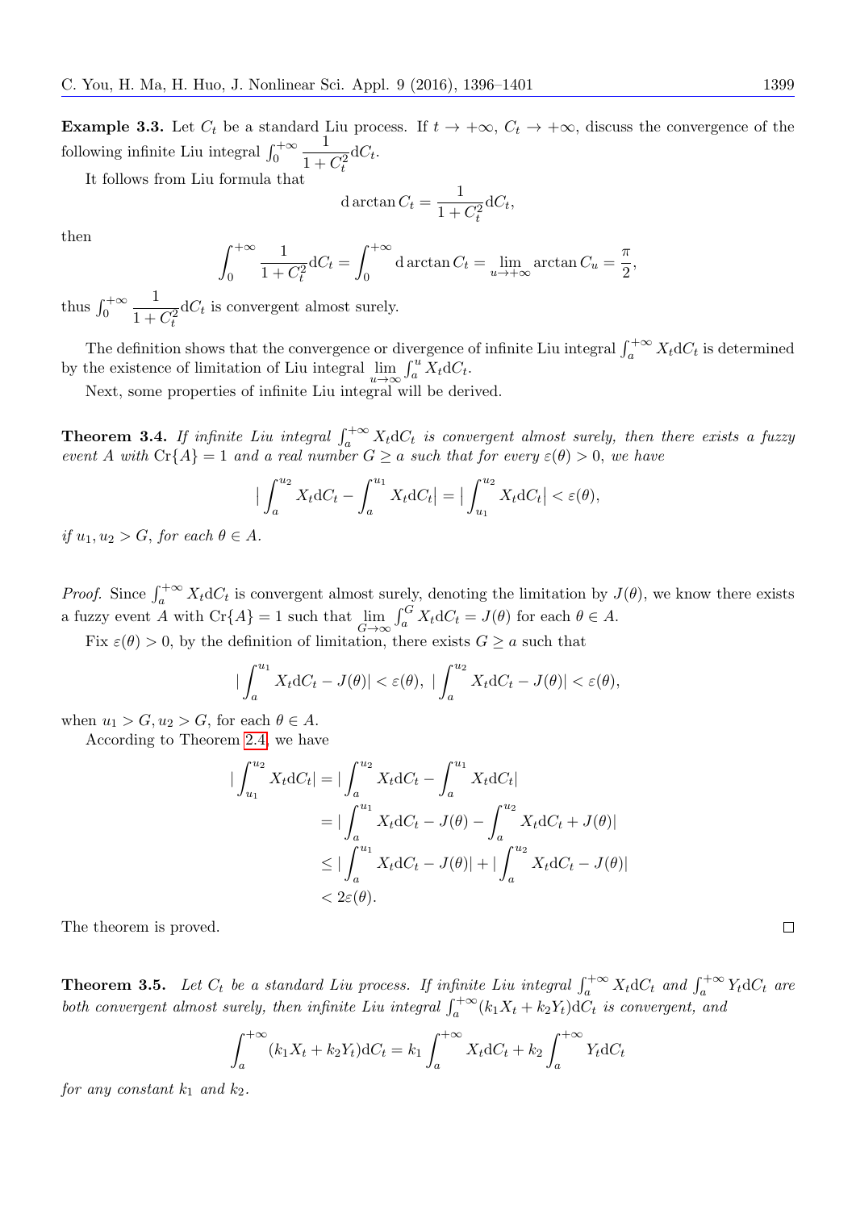**Example 3.3.** Let $C_t$ be a standard Liu process. If $t \to +\infty$, $C_t \to +\infty$, discuss the convergence of the following infinite Liu integral $\int_0^{+\infty} \frac{1}{1+C_t^2}\mathrm{d}C_t$.

It follows from Liu formula that

$$\mathrm{d}\arctan C_t = \frac{1}{1+C_t^2}\mathrm{d}C_t,$$

then

$$\int_0^{+\infty} \frac{1}{1+C_t^2}\mathrm{d}C_t = \int_0^{+\infty} \mathrm{d}\arctan C_t = \lim_{u \to +\infty} \arctan C_u = \frac{\pi}{2},$$

thus $\int_0^{+\infty} \frac{1}{1+C_t^2}\mathrm{d}C_t$ is convergent almost surely.

The definition shows that the convergence or divergence of infinite Liu integral $\int_a^{+\infty} X_t \mathrm{d}C_t$ is determined by the existence of limitation of Liu integral $\lim_{u\to\infty} \int_a^u X_t \mathrm{d}C_t$.

Next, some properties of infinite Liu integral will be derived.

**Theorem 3.4.** *If infinite Liu integral $\int_a^{+\infty} X_t \mathrm{d}C_t$ is convergent almost surely, then there exists a fuzzy event $A$ with $\mathrm{Cr}\{A\} = 1$ and a real number $G \geq a$ such that for every $\varepsilon(\theta) > 0$, we have*

$$\left|\int_a^{u_2} X_t \mathrm{d}C_t - \int_a^{u_1} X_t \mathrm{d}C_t\right| = \left|\int_{u_1}^{u_2} X_t \mathrm{d}C_t\right| < \varepsilon(\theta),$$

*if $u_1, u_2 > G$, for each $\theta \in A$.*

*Proof.* Since $\int_a^{+\infty} X_t \mathrm{d}C_t$ is convergent almost surely, denoting the limitation by $J(\theta)$, we know there exists a fuzzy event $A$ with $\mathrm{Cr}\{A\} = 1$ such that $\lim_{G\to\infty} \int_a^G X_t \mathrm{d}C_t = J(\theta)$ for each $\theta \in A$.

Fix $\varepsilon(\theta) > 0$, by the definition of limitation, there exists $G \geq a$ such that

$$\left|\int_a^{u_1} X_t \mathrm{d}C_t - J(\theta)\right| < \varepsilon(\theta), \ \left|\int_a^{u_2} X_t \mathrm{d}C_t - J(\theta)\right| < \varepsilon(\theta),$$

when $u_1 > G, u_2 > G$, for each $\theta \in A$.

According to Theorem 2.4, we have

$$\begin{aligned}
\left|\int_{u_1}^{u_2} X_t \mathrm{d}C_t\right| &= \left|\int_a^{u_2} X_t \mathrm{d}C_t - \int_a^{u_1} X_t \mathrm{d}C_t\right| \\
&= \left|\int_a^{u_1} X_t \mathrm{d}C_t - J(\theta) - \int_a^{u_2} X_t \mathrm{d}C_t + J(\theta)\right| \\
&\leq \left|\int_a^{u_1} X_t \mathrm{d}C_t - J(\theta)\right| + \left|\int_a^{u_2} X_t \mathrm{d}C_t - J(\theta)\right| \\
&< 2\varepsilon(\theta).
\end{aligned}$$

The theorem is proved. □

**Theorem 3.5.** *Let $C_t$ be a standard Liu process. If infinite Liu integral $\int_a^{+\infty} X_t \mathrm{d}C_t$ and $\int_a^{+\infty} Y_t \mathrm{d}C_t$ are both convergent almost surely, then infinite Liu integral $\int_a^{+\infty} (k_1 X_t + k_2 Y_t)\mathrm{d}C_t$ is convergent, and*

$$\int_a^{+\infty} (k_1 X_t + k_2 Y_t)\mathrm{d}C_t = k_1 \int_a^{+\infty} X_t \mathrm{d}C_t + k_2 \int_a^{+\infty} Y_t \mathrm{d}C_t$$

*for any constant $k_1$ and $k_2$.*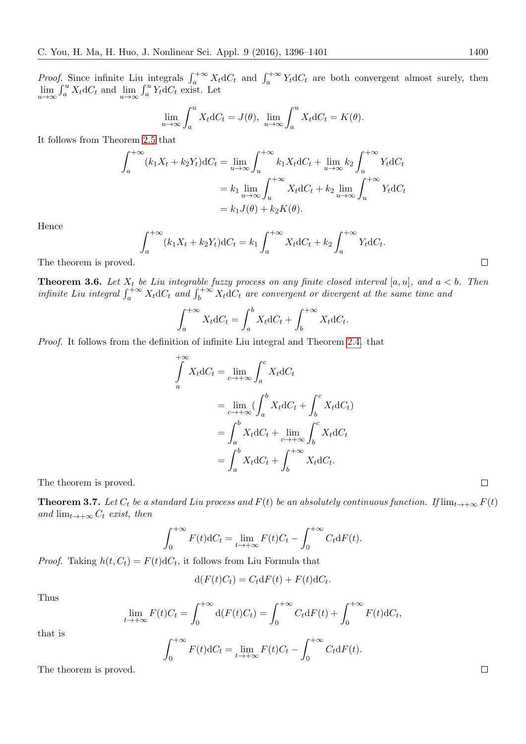*Proof.* Since infinite Liu integrals $\int_a^{+\infty} X_t \mathrm{d}C_t$ and $\int_a^{+\infty} Y_t \mathrm{d}C_t$ are both convergent almost surely, then $\lim\limits_{u\to\infty}\int_a^u X_t \mathrm{d}C_t$ and $\lim\limits_{u\to\infty}\int_a^u Y_t \mathrm{d}C_t$ exist. Let

$$\lim_{u\to\infty}\int_a^u X_t \mathrm{d}C_t = J(\theta),\ \lim_{u\to\infty}\int_a^u X_t \mathrm{d}C_t = K(\theta).$$

It follows from Theorem 2.5 that

$$\begin{aligned}
\int_a^{+\infty}(k_1X_t+k_2Y_t)\mathrm{d}C_t &= \lim_{u\to\infty}\int_u^{+\infty} k_1X_t\mathrm{d}C_t + \lim_{u\to\infty} k_2\int_u^{+\infty} Y_t\mathrm{d}C_t\\
&= k_1\lim_{u\to\infty}\int_u^{+\infty} X_t\mathrm{d}C_t + k_2\lim_{u\to\infty}\int_u^{+\infty} Y_t\mathrm{d}C_t\\
&= k_1J(\theta)+k_2K(\theta).
\end{aligned}$$

Hence

$$\int_a^{+\infty}(k_1X_t+k_2Y_t)\mathrm{d}C_t = k_1\int_a^{+\infty}X_t\mathrm{d}C_t + k_2\int_a^{+\infty}Y_t\mathrm{d}C_t.$$

The theorem is proved. □

**Theorem 3.6.** *Let $X_t$ be Liu integrable fuzzy process on any finite closed interval $[a,u]$, and $a<b$. Then infinite Liu integral $\int_a^{+\infty} X_t\mathrm{d}C_t$ and $\int_b^{+\infty} X_t\mathrm{d}C_t$ are convergent or divergent at the same time and*

$$\int_a^{+\infty}X_t\mathrm{d}C_t = \int_a^b X_t\mathrm{d}C_t + \int_b^{+\infty}X_t\mathrm{d}C_t.$$

*Proof.* It follows from the definition of infinite Liu integral and Theorem 2.4, that

$$\begin{aligned}
\int_a^{+\infty} X_t\mathrm{d}C_t &= \lim_{c\to+\infty}\int_a^c X_t\mathrm{d}C_t\\
&= \lim_{c\to+\infty}\left(\int_a^b X_t\mathrm{d}C_t + \int_b^c X_t\mathrm{d}C_t\right)\\
&= \int_a^b X_t\mathrm{d}C_t + \lim_{c\to+\infty}\int_b^c X_t\mathrm{d}C_t\\
&= \int_a^b X_t\mathrm{d}C_t + \int_b^{+\infty} X_t\mathrm{d}C_t.
\end{aligned}$$

The theorem is proved. □

**Theorem 3.7.** *Let $C_t$ be a standard Liu process and $F(t)$ be an absolutely continuous function. If $\lim_{t\to+\infty}F(t)$ and $\lim_{t\to+\infty}C_t$ exist, then*

$$\int_0^{+\infty}F(t)\mathrm{d}C_t = \lim_{t\to+\infty}F(t)C_t - \int_0^{+\infty}C_t\mathrm{d}F(t).$$

*Proof.* Taking $h(t,C_t)=F(t)\mathrm{d}C_t$, it follows from Liu Formula that

$$\mathrm{d}(F(t)C_t) = C_t\mathrm{d}F(t) + F(t)\mathrm{d}C_t.$$

Thus

$$\lim_{t\to+\infty}F(t)C_t = \int_0^{+\infty}\mathrm{d}(F(t)C_t) = \int_0^{+\infty}C_t\mathrm{d}F(t) + \int_0^{+\infty}F(t)\mathrm{d}C_t,$$

that is

$$\int_0^{+\infty}F(t)\mathrm{d}C_t = \lim_{t\to+\infty}F(t)C_t - \int_0^{+\infty}C_t\mathrm{d}F(t).$$

The theorem is proved. □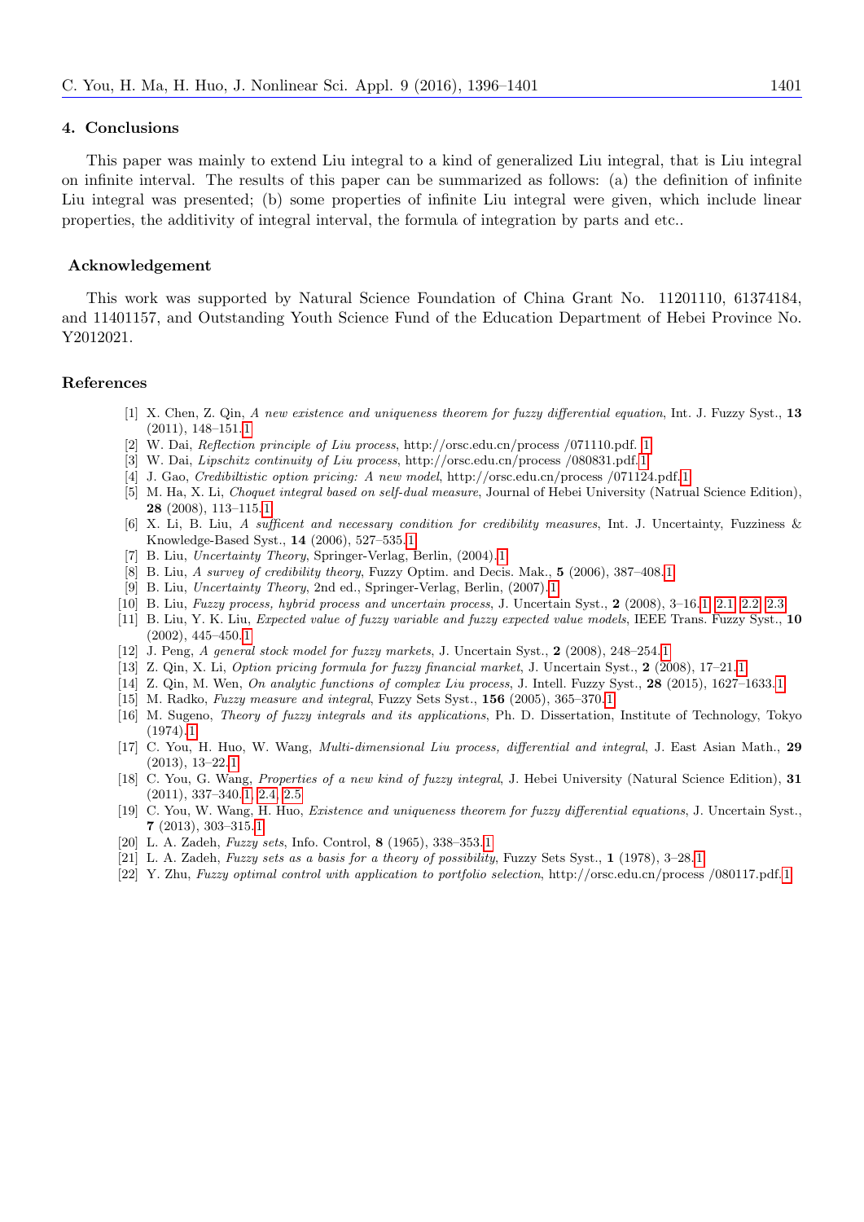## 4. Conclusions

This paper was mainly to extend Liu integral to a kind of generalized Liu integral, that is Liu integral on infinite interval. The results of this paper can be summarized as follows: (a) the definition of infinite Liu integral was presented; (b) some properties of infinite Liu integral were given, which include linear properties, the additivity of integral interval, the formula of integration by parts and etc..

## Acknowledgement

This work was supported by Natural Science Foundation of China Grant No. 11201110, 61374184, and 11401157, and Outstanding Youth Science Fund of the Education Department of Hebei Province No. Y2012021.

## References

[1] X. Chen, Z. Qin, *A new existence and uniqueness theorem for fuzzy differential equation*, Int. J. Fuzzy Syst., **13** (2011), 148–151. 1

[2] W. Dai, *Reflection principle of Liu process*, http://orsc.edu.cn/process /071110.pdf. 1

[3] W. Dai, *Lipschitz continuity of Liu process*, http://orsc.edu.cn/process /080831.pdf. 1

[4] J. Gao, *Credibiltistic option pricing: A new model*, http://orsc.edu.cn/process /071124.pdf. 1

[5] M. Ha, X. Li, *Choquet integral based on self-dual measure*, Journal of Hebei University (Natrual Science Edition), **28** (2008), 113–115. 1

[6] X. Li, B. Liu, *A sufficent and necessary condition for credibility measures*, Int. J. Uncertainty, Fuzziness & Knowledge-Based Syst., **14** (2006), 527–535. 1

[7] B. Liu, *Uncertainty Theory*, Springer-Verlag, Berlin, (2004). 1

[8] B. Liu, *A survey of credibility theory*, Fuzzy Optim. and Decis. Mak., **5** (2006), 387–408. 1

[9] B. Liu, *Uncertainty Theory*, 2nd ed., Springer-Verlag, Berlin, (2007). 1

[10] B. Liu, *Fuzzy process, hybrid process and uncertain process*, J. Uncertain Syst., **2** (2008), 3–16. 1, 2.1, 2.2, 2.3

[11] B. Liu, Y. K. Liu, *Expected value of fuzzy variable and fuzzy expected value models*, IEEE Trans. Fuzzy Syst., **10** (2002), 445–450. 1

[12] J. Peng, *A general stock model for fuzzy markets*, J. Uncertain Syst., **2** (2008), 248–254. 1

[13] Z. Qin, X. Li, *Option pricing formula for fuzzy financial market*, J. Uncertain Syst., **2** (2008), 17–21. 1

[14] Z. Qin, M. Wen, *On analytic functions of complex Liu process*, J. Intell. Fuzzy Syst., **28** (2015), 1627–1633. 1

[15] M. Radko, *Fuzzy measure and integral*, Fuzzy Sets Syst., **156** (2005), 365–370. 1

[16] M. Sugeno, *Theory of fuzzy integrals and its applications*, Ph. D. Dissertation, Institute of Technology, Tokyo (1974). 1

[17] C. You, H. Huo, W. Wang, *Multi-dimensional Liu process, differential and integral*, J. East Asian Math., **29** (2013), 13–22. 1

[18] C. You, G. Wang, *Properties of a new kind of fuzzy integral*, J. Hebei University (Natural Science Edition), **31** (2011), 337–340. 1, 2.4, 2.5

[19] C. You, W. Wang, H. Huo, *Existence and uniqueness theorem for fuzzy differential equations*, J. Uncertain Syst., **7** (2013), 303–315. 1

[20] L. A. Zadeh, *Fuzzy sets*, Info. Control, **8** (1965), 338–353. 1

[21] L. A. Zadeh, *Fuzzy sets as a basis for a theory of possibility*, Fuzzy Sets Syst., **1** (1978), 3–28. 1

[22] Y. Zhu, *Fuzzy optimal control with application to portfolio selection*, http://orsc.edu.cn/process /080117.pdf. 1